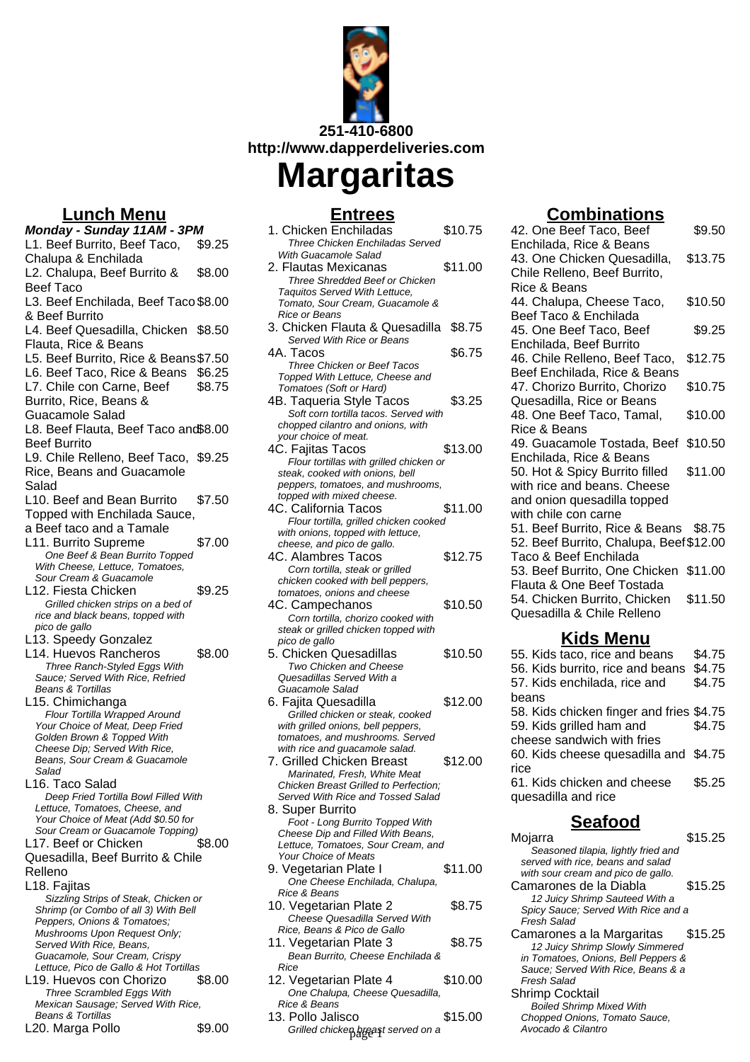251-410-6800
http://www.dapperdeliveries.com

# Margaritas

## Lunch Menu

***Monday - Sunday 11AM - 3PM***

L1. Beef Burrito, Beef Taco, Chalupa & Enchilada $9.25

L2. Chalupa, Beef Burrito & Beef Taco $8.00

L3. Beef Enchilada, Beef Taco & Beef Burrito $8.00

L4. Beef Quesadilla, Chicken Flauta, Rice & Beans $8.50

L5. Beef Burrito, Rice & Beans $7.50

L6. Beef Taco, Rice & Beans $6.25

L7. Chile con Carne, Beef Burrito, Rice, Beans & Guacamole Salad $8.75

L8. Beef Flauta, Beef Taco and Beef Burrito $8.00

L9. Chile Relleno, Beef Taco, Rice, Beans and Guacamole Salad $9.25

L10. Beef and Bean Burrito Topped with Enchilada Sauce, a Beef taco and a Tamale $7.50

L11. Burrito Supreme $7.00
*One Beef & Bean Burrito Topped With Cheese, Lettuce, Tomatoes, Sour Cream & Guacamole*

L12. Fiesta Chicken $9.25
*Grilled chicken strips on a bed of rice and black beans, topped with pico de gallo*

L13. Speedy Gonzalez

L14. Huevos Rancheros $8.00
*Three Ranch-Styled Eggs With Sauce; Served With Rice, Refried Beans & Tortillas*

L15. Chimichanga
*Flour Tortilla Wrapped Around Your Choice of Meat, Deep Fried Golden Brown & Topped With Cheese Dip; Served With Rice, Beans, Sour Cream & Guacamole Salad*

L16. Taco Salad
*Deep Fried Tortilla Bowl Filled With Lettuce, Tomatoes, Cheese, and Your Choice of Meat (Add $0.50 for Sour Cream or Guacamole Topping)*

L17. Beef or Chicken Quesadilla, Beef Burrito & Chile Relleno $8.00

L18. Fajitas
*Sizzling Strips of Steak, Chicken or Shrimp (or Combo of all 3) With Bell Peppers, Onions & Tomatoes; Mushrooms Upon Request Only; Served With Rice, Beans, Guacamole, Sour Cream, Crispy Lettuce, Pico de Gallo & Hot Tortillas*

L19. Huevos con Chorizo $8.00
*Three Scrambled Eggs With Mexican Sausage; Served With Rice, Beans & Tortillas*

L20. Marga Pollo $9.00

## Entrees

1. Chicken Enchiladas $10.75
*Three Chicken Enchiladas Served With Guacamole Salad*

2. Flautas Mexicanas $11.00
*Three Shredded Beef or Chicken Taquitos Served With Lettuce, Tomato, Sour Cream, Guacamole & Rice or Beans*

3. Chicken Flauta & Quesadilla $8.75
*Served With Rice or Beans*

4A. Tacos $6.75
*Three Chicken or Beef Tacos Topped With Lettuce, Cheese and Tomatoes (Soft or Hard)*

4B. Taqueria Style Tacos $3.25
*Soft corn tortilla tacos. Served with chopped cilantro and onions, with your choice of meat.*

4C. Fajitas Tacos $13.00
*Flour tortillas with grilled chicken or steak, cooked with onions, bell peppers, tomatoes, and mushrooms, topped with mixed cheese.*

4C. California Tacos $11.00
*Flour tortilla, grilled chicken cooked with onions, topped with lettuce, cheese, and pico de gallo.*

4C. Alambres Tacos $12.75
*Corn tortilla, steak or grilled chicken cooked with bell peppers, tomatoes, onions and cheese*

4C. Campechanos $10.50
*Corn tortilla, chorizo cooked with steak or grilled chicken topped with pico de gallo*

5. Chicken Quesadillas $10.50
*Two Chicken and Cheese Quesadillas Served With a Guacamole Salad*

6. Fajita Quesadilla $12.00
*Grilled chicken or steak, cooked with grilled onions, bell peppers, tomatoes, and mushrooms. Served with rice and guacamole salad.*

7. Grilled Chicken Breast $12.00
*Marinated, Fresh, White Meat Chicken Breast Grilled to Perfection; Served With Rice and Tossed Salad*

8. Super Burrito
*Foot - Long Burrito Topped With Cheese Dip and Filled With Beans, Lettuce, Tomatoes, Sour Cream, and Your Choice of Meats*

9. Vegetarian Plate I $11.00
*One Cheese Enchilada, Chalupa, Rice & Beans*

10. Vegetarian Plate 2 $8.75
*Cheese Quesadilla Served With Rice, Beans & Pico de Gallo*

11. Vegetarian Plate 3 $8.75
*Bean Burrito, Cheese Enchilada & Rice*

12. Vegetarian Plate 4 $10.00
*One Chalupa, Cheese Quesadilla, Rice & Beans*

13. Pollo Jalisco $15.00
*Grilled chicken breast served on a*

## Combinations

42. One Beef Taco, Beef Enchilada, Rice & Beans $9.50

43. One Chicken Quesadilla, Chile Relleno, Beef Burrito, Rice & Beans $13.75

44. Chalupa, Cheese Taco, Beef Taco & Enchilada $10.50

45. One Beef Taco, Beef Enchilada, Beef Burrito $9.25

46. Chile Relleno, Beef Taco, Beef Enchilada, Rice & Beans $12.75

47. Chorizo Burrito, Chorizo Quesadilla, Rice or Beans $10.75

48. One Beef Taco, Tamal, Rice & Beans $10.00

49. Guacamole Tostada, Beef Enchilada, Rice & Beans $10.50

50. Hot & Spicy Burrito filled with rice and beans. Cheese and onion quesadilla topped with chile con carne $11.00

51. Beef Burrito, Rice & Beans $8.75

52. Beef Burrito, Chalupa, Beef Taco & Beef Enchilada $12.00

53. Beef Burrito, One Chicken Flauta & One Beef Tostada $11.00

54. Chicken Burrito, Chicken Quesadilla & Chile Relleno $11.50

## Kids Menu

55. Kids taco, rice and beans $4.75

56. Kids burrito, rice and beans $4.75

57. Kids enchilada, rice and beans $4.75

58. Kids chicken finger and fries $4.75

59. Kids grilled ham and cheese sandwich with fries $4.75

60. Kids cheese quesadilla and rice $4.75

61. Kids chicken and cheese quesadilla and rice $5.25

## Seafood

Mojarra $15.25
*Seasoned tilapia, lightly fried and served with rice, beans and salad with sour cream and pico de gallo.*

Camarones de la Diabla $15.25
*12 Juicy Shrimp Sauteed With a Spicy Sauce; Served With Rice and a Fresh Salad*

Camarones a la Margaritas $15.25
*12 Juicy Shrimp Slowly Simmered in Tomatoes, Onions, Bell Peppers & Sauce; Served With Rice, Beans & a Fresh Salad*

Shrimp Cocktail
*Boiled Shrimp Mixed With Chopped Onions, Tomato Sauce, Avocado & Cilantro*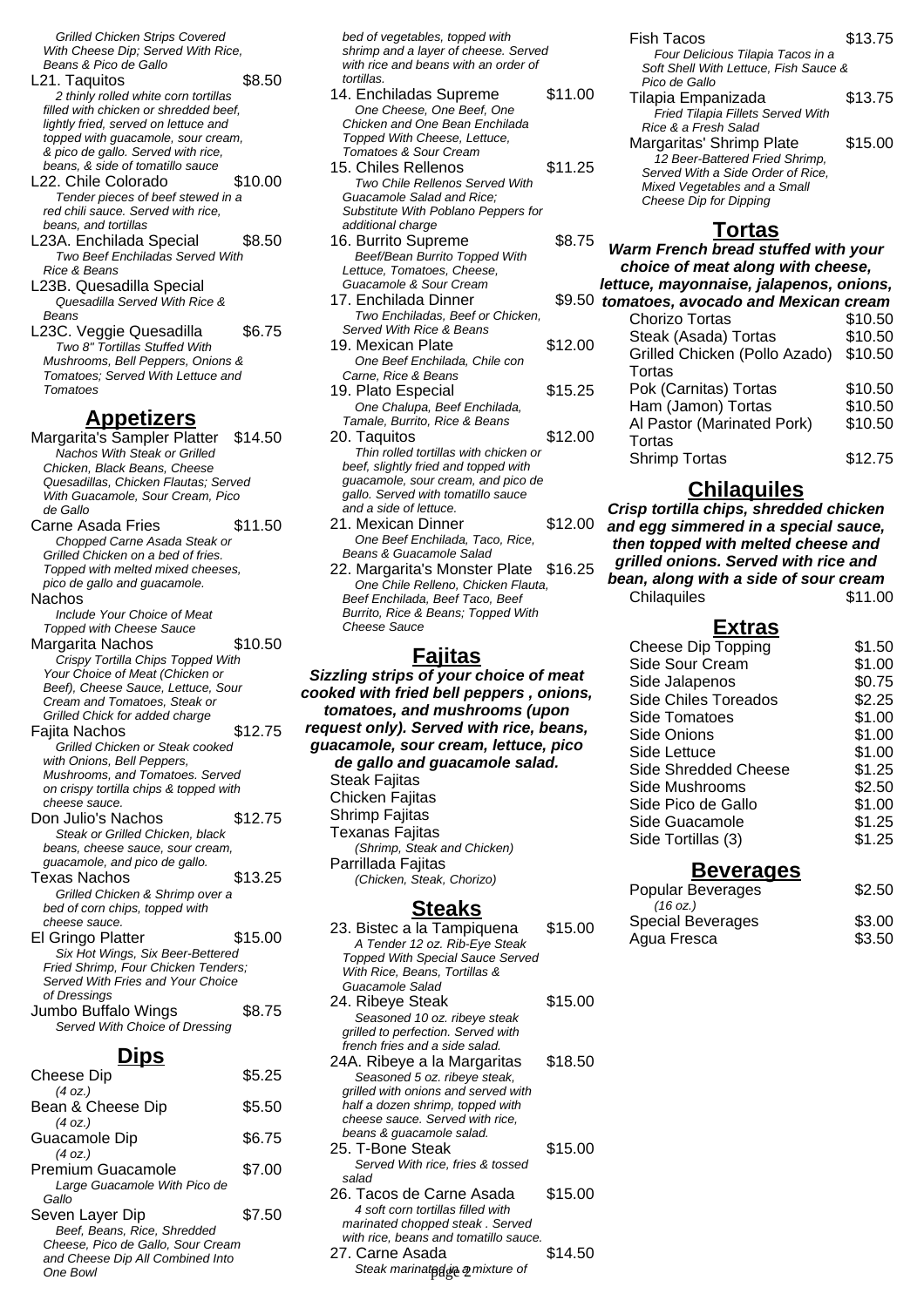*Grilled Chicken Strips Covered With Cheese Dip; Served With Rice, Beans & Pico de Gallo*

**L21. Taquitos** $8.50
*2 thinly rolled white corn tortillas filled with chicken or shredded beef, lightly fried, served on lettuce and topped with guacamole, sour cream, & pico de gallo. Served with rice, beans, & side of tomatillo sauce*

**L22. Chile Colorado** $10.00
*Tender pieces of beef stewed in a red chili sauce. Served with rice, beans, and tortillas*

**L23A. Enchilada Special** $8.50
*Two Beef Enchiladas Served With Rice & Beans*

**L23B. Quesadilla Special**
*Quesadilla Served With Rice & Beans*

**L23C. Veggie Quesadilla** $6.75
*Two 8" Tortillas Stuffed With Mushrooms, Bell Peppers, Onions & Tomatoes; Served With Lettuce and Tomatoes*

## Appetizers

**Margarita's Sampler Platter** $14.50
*Nachos With Steak or Grilled Chicken, Black Beans, Cheese Quesadillas, Chicken Flautas; Served With Guacamole, Sour Cream, Pico de Gallo*

**Carne Asada Fries** $11.50
*Chopped Carne Asada Steak or Grilled Chicken on a bed of fries. Topped with melted mixed cheeses, pico de gallo and guacamole.*

**Nachos**
*Include Your Choice of Meat Topped with Cheese Sauce*

**Margarita Nachos** $10.50
*Crispy Tortilla Chips Topped With Your Choice of Meat (Chicken or Beef), Cheese Sauce, Lettuce, Sour Cream and Tomatoes, Steak or Grilled Chick for added charge*

**Fajita Nachos** $12.75
*Grilled Chicken or Steak cooked with Onions, Bell Peppers, Mushrooms, and Tomatoes. Served on crispy tortilla chips & topped with cheese sauce.*

**Don Julio's Nachos** $12.75
*Steak or Grilled Chicken, black beans, cheese sauce, sour cream, guacamole, and pico de gallo.*

**Texas Nachos** $13.25
*Grilled Chicken & Shrimp over a bed of corn chips, topped with cheese sauce.*

**El Gringo Platter** $15.00
*Six Hot Wings, Six Beer-Battered Fried Shrimp, Four Chicken Tenders; Served With Fries and Your Choice of Dressings*

**Jumbo Buffalo Wings** $8.75
*Served With Choice of Dressing*

## Dips

| Item | Price |
|---|---|
| Cheese Dip *(4 oz.)* | $5.25 |
| Bean & Cheese Dip *(4 oz.)* | $5.50 |
| Guacamole Dip *(4 oz.)* | $6.75 |
| Premium Guacamole *Large Guacamole With Pico de Gallo* | $7.00 |
| Seven Layer Dip *Beef, Beans, Rice, Shredded Cheese, Pico de Gallo, Sour Cream and Cheese Dip All Combined Into One Bowl* | $7.50 |

*bed of vegetables, topped with shrimp and a layer of cheese. Served with rice and beans with an order of tortillas.*

**14. Enchiladas Supreme** $11.00
*One Cheese, One Beef, One Chicken and One Bean Enchilada Topped With Cheese, Lettuce, Tomatoes & Sour Cream*

**15. Chiles Rellenos** $11.25
*Two Chile Rellenos Served With Guacamole Salad and Rice; Substitute With Poblano Peppers for additional charge*

**16. Burrito Supreme** $8.75
*Beef/Bean Burrito Topped With Lettuce, Tomatoes, Cheese, Guacamole & Sour Cream*

**17. Enchilada Dinner** $9.50
*Two Enchiladas, Beef or Chicken, Served With Rice & Beans*

**19. Mexican Plate** $12.00
*One Beef Enchilada, Chile con Carne, Rice & Beans*

**19. Plato Especial** $15.25
*One Chalupa, Beef Enchilada, Tamale, Burrito, Rice & Beans*

**20. Taquitos** $12.00
*Thin rolled tortillas with chicken or beef, slightly fried and topped with guacamole, sour cream, and pico de gallo. Served with tomatillo sauce and a side of lettuce.*

**21. Mexican Dinner** $12.00
*One Beef Enchilada, Taco, Rice, Beans & Guacamole Salad*

**22. Margarita's Monster Plate** $16.25
*One Chile Relleno, Chicken Flauta, Beef Enchilada, Beef Taco, Beef Burrito, Rice & Beans; Topped With Cheese Sauce*

## Fajitas

***Sizzling strips of your choice of meat cooked with fried bell peppers , onions, tomatoes, and mushrooms (upon request only). Served with rice, beans, guacamole, sour cream, lettuce, pico de gallo and guacamole salad.***

- Steak Fajitas
- Chicken Fajitas
- Shrimp Fajitas
- Texanas Fajitas *(Shrimp, Steak and Chicken)*
- Parrillada Fajitas *(Chicken, Steak, Chorizo)*

## Steaks

**23. Bistec a la Tampiquena** $15.00
*A Tender 12 oz. Rib-Eye Steak Topped With Special Sauce Served With Rice, Beans, Tortillas & Guacamole Salad*

**24. Ribeye Steak** $15.00
*Seasoned 10 oz. ribeye steak grilled to perfection. Served with french fries and a side salad.*

**24A. Ribeye a la Margaritas** $18.50
*Seasoned 5 oz. ribeye steak, grilled with onions and served with half a dozen shrimp, topped with cheese sauce. Served with rice, beans & guacamole salad.*

**25. T-Bone Steak** $15.00
*Served With rice, fries & tossed salad*

**26. Tacos de Carne Asada** $15.00
*4 soft corn tortillas filled with marinated chopped steak . Served with rice, beans and tomatillo sauce.*

**27. Carne Asada** $14.50
*Steak marinated in a mixture of*

**Fish Tacos** $13.75
*Four Delicious Tilapia Tacos in a Soft Shell With Lettuce, Fish Sauce & Pico de Gallo*

**Tilapia Empanizada** $13.75
*Fried Tilapia Fillets Served With Rice & a Fresh Salad*

**Margaritas' Shrimp Plate** $15.00
*12 Beer-Battered Fried Shrimp, Served With a Side Order of Rice, Mixed Vegetables and a Small Cheese Dip for Dipping*

## Tortas

***Warm French bread stuffed with your choice of meat along with cheese, lettuce, mayonnaise, jalapenos, onions, tomatoes, avocado and Mexican cream***

| Item | Price |
|---|---|
| Chorizo Tortas | $10.50 |
| Steak (Asada) Tortas | $10.50 |
| Grilled Chicken (Pollo Azado) Tortas | $10.50 |
| Pok (Carnitas) Tortas | $10.50 |
| Ham (Jamon) Tortas | $10.50 |
| Al Pastor (Marinated Pork) Tortas | $10.50 |
| Shrimp Tortas | $12.75 |

## Chilaquiles

***Crisp tortilla chips, shredded chicken and egg simmered in a special sauce, then topped with melted cheese and grilled onions. Served with rice and bean, along with a side of sour cream***

| Item | Price |
|---|---|
| Chilaquiles | $11.00 |

## Extras

| Item | Price |
|---|---|
| Cheese Dip Topping | $1.50 |
| Side Sour Cream | $1.00 |
| Side Jalapenos | $0.75 |
| Side Chiles Toreados | $2.25 |
| Side Tomatoes | $1.00 |
| Side Onions | $1.00 |
| Side Lettuce | $1.00 |
| Side Shredded Cheese | $1.25 |
| Side Mushrooms | $2.50 |
| Side Pico de Gallo | $1.00 |
| Side Guacamole | $1.25 |
| Side Tortillas (3) | $1.25 |

## Beverages

| Item | Price |
|---|---|
| Popular Beverages *(16 oz.)* | $2.50 |
| Special Beverages | $3.00 |
| Agua Fresca | $3.50 |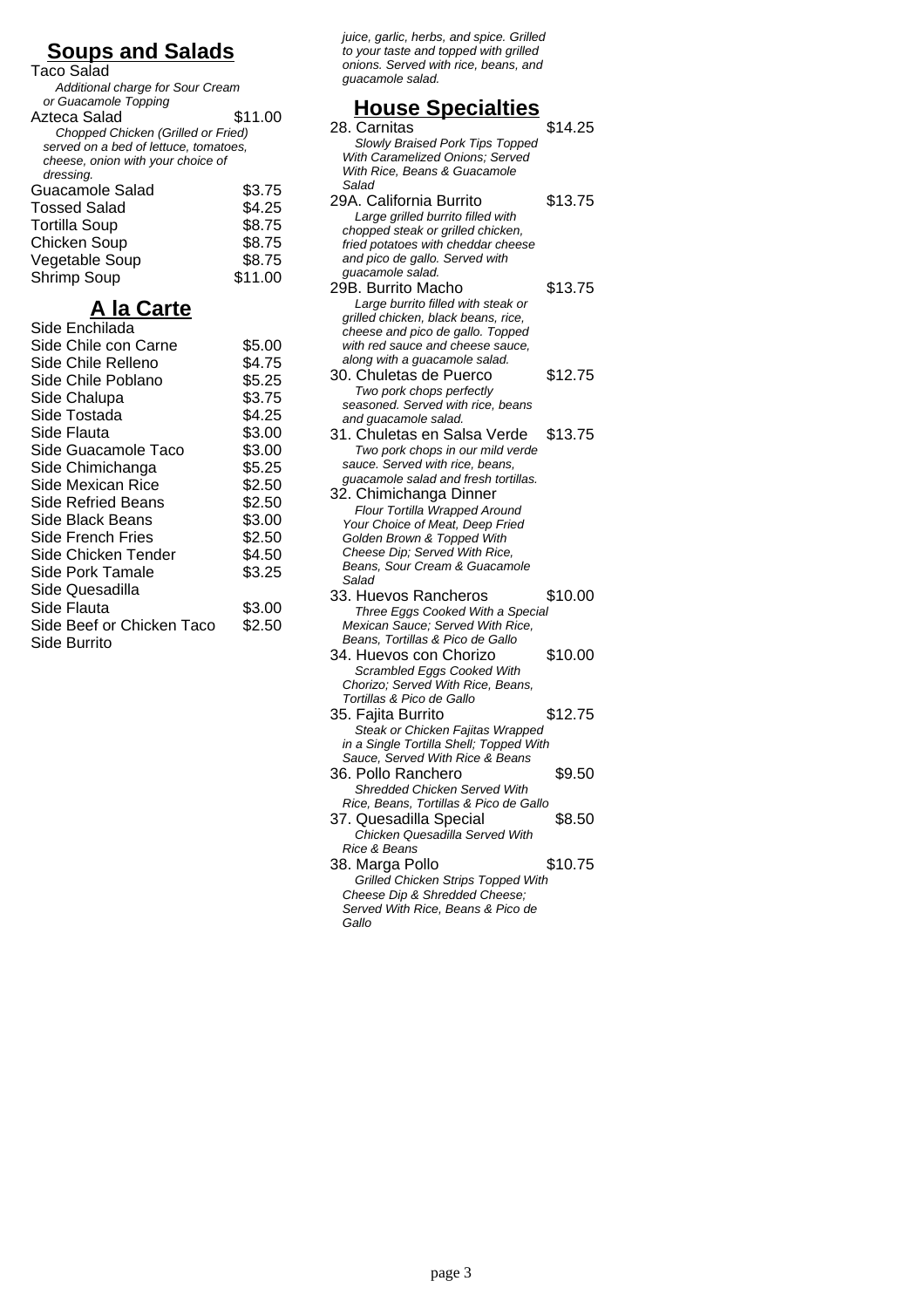## Soups and Salads

Taco Salad
*Additional charge for Sour Cream or Guacamole Topping*

Azteca Salad $11.00
*Chopped Chicken (Grilled or Fried) served on a bed of lettuce, tomatoes, cheese, onion with your choice of dressing.*

| | |
|---|---|
| Guacamole Salad | $3.75 |
| Tossed Salad | $4.25 |
| Tortilla Soup | $8.75 |
| Chicken Soup | $8.75 |
| Vegetable Soup | $8.75 |
| Shrimp Soup | $11.00 |

## A la Carte

| | |
|---|---|
| Side Enchilada | |
| Side Chile con Carne | $5.00 |
| Side Chile Relleno | $4.75 |
| Side Chile Poblano | $5.25 |
| Side Chalupa | $3.75 |
| Side Tostada | $4.25 |
| Side Flauta | $3.00 |
| Side Guacamole Taco | $3.00 |
| Side Chimichanga | $5.25 |
| Side Mexican Rice | $2.50 |
| Side Refried Beans | $2.50 |
| Side Black Beans | $3.00 |
| Side French Fries | $2.50 |
| Side Chicken Tender | $4.50 |
| Side Pork Tamale | $3.25 |
| Side Quesadilla | |
| Side Flauta | $3.00 |
| Side Beef or Chicken Taco | $2.50 |
| Side Burrito | |

*juice, garlic, herbs, and spice. Grilled to your taste and topped with grilled onions. Served with rice, beans, and guacamole salad.*

## House Specialties

28. Carnitas $14.25
*Slowly Braised Pork Tips Topped With Caramelized Onions; Served With Rice, Beans & Guacamole Salad*

29A. California Burrito $13.75
*Large grilled burrito filled with chopped steak or grilled chicken, fried potatoes with cheddar cheese and pico de gallo. Served with guacamole salad.*

29B. Burrito Macho $13.75
*Large burrito filled with steak or grilled chicken, black beans, rice, cheese and pico de gallo. Topped with red sauce and cheese sauce, along with a guacamole salad.*

30. Chuletas de Puerco $12.75
*Two pork chops perfectly seasoned. Served with rice, beans and guacamole salad.*

31. Chuletas en Salsa Verde $13.75
*Two pork chops in our mild verde sauce. Served with rice, beans, guacamole salad and fresh tortillas.*

32. Chimichanga Dinner
*Flour Tortilla Wrapped Around Your Choice of Meat, Deep Fried Golden Brown & Topped With Cheese Dip; Served With Rice, Beans, Sour Cream & Guacamole Salad*

33. Huevos Rancheros $10.00
*Three Eggs Cooked With a Special Mexican Sauce; Served With Rice, Beans, Tortillas & Pico de Gallo*

34. Huevos con Chorizo $10.00
*Scrambled Eggs Cooked With Chorizo; Served With Rice, Beans, Tortillas & Pico de Gallo*

35. Fajita Burrito $12.75
*Steak or Chicken Fajitas Wrapped in a Single Tortilla Shell; Topped With Sauce, Served With Rice & Beans*

36. Pollo Ranchero $9.50
*Shredded Chicken Served With Rice, Beans, Tortillas & Pico de Gallo*

37. Quesadilla Special $8.50
*Chicken Quesadilla Served With Rice & Beans*

38. Marga Pollo $10.75
*Grilled Chicken Strips Topped With Cheese Dip & Shredded Cheese; Served With Rice, Beans & Pico de Gallo*